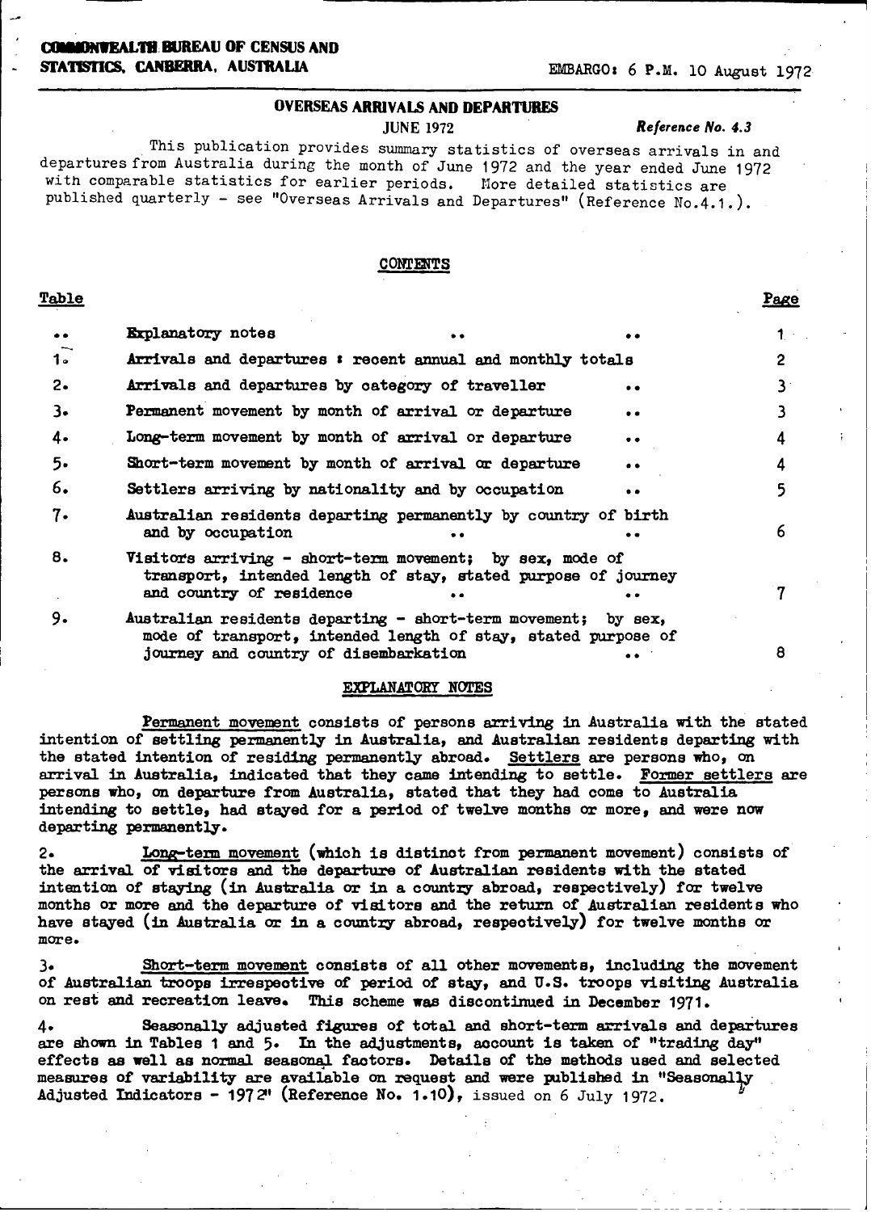**COMMONWEALTH BUREAU OF CENSUS AND STATISTICS, CANBERRA, AUSTRALIA**

EMBARGO: 6 P.M. 10 August 1972

# OVERSEAS ARRIVALS AND DEPARTURES

JUNE 1972

*Reference No. 4.3*

This publication provides summary statistics of overseas arrivals in and departures from Australia during the month of June 1972 and the year ended June 1972 with comparable statistics for earlier periods. More detailed statistics are published quarterly - see "Overseas Arrivals and Departures" (Reference No.4.1.).

## CONTENTS

| Table | | Page |
|---|---|---|
| .. | Explanatory notes .. .. | 1 |
| 1. | Arrivals and departures : recent annual and monthly totals | 2 |
| 2. | Arrivals and departures by category of traveller .. | 3 |
| 3. | Permanent movement by month of arrival or departure .. | 3 |
| 4. | Long-term movement by month of arrival or departure .. | 4 |
| 5. | Short-term movement by month of arrival or departure .. | 4 |
| 6. | Settlers arriving by nationality and by occupation .. | 5 |
| 7. | Australian residents departing permanently by country of birth and by occupation .. .. | 6 |
| 8. | Visitors arriving - short-term movement; by sex, mode of transport, intended length of stay, stated purpose of journey and country of residence .. .. | 7 |
| 9. | Australian residents departing - short-term movement; by sex, mode of transport, intended length of stay, stated purpose of journey and country of disembarkation .. | 8 |

## EXPLANATORY NOTES

<u>Permanent movement</u> consists of persons arriving in Australia with the stated intention of settling permanently in Australia, and Australian residents departing with the stated intention of residing permanently abroad. <u>Settlers</u> are persons who, on arrival in Australia, indicated that they came intending to settle. <u>Former settlers</u> are persons who, on departure from Australia, stated that they had come to Australia intending to settle, had stayed for a period of twelve months or more, and were now departing permanently.

2. <u>Long-term movement</u> (which is distinct from permanent movement) consists of the arrival of visitors and the departure of Australian residents with the stated intention of staying (in Australia or in a country abroad, respectively) for twelve months or more and the departure of visitors and the return of Australian residents who have stayed (in Australia or in a country abroad, respectively) for twelve months or more.

3. <u>Short-term movement</u> consists of all other movements, including the movement of Australian troops irrespective of period of stay, and U.S. troops visiting Australia on rest and recreation leave. This scheme was discontinued in December 1971.

4. Seasonally adjusted figures of total and short-term arrivals and departures are shown in Tables 1 and 5. In the adjustments, account is taken of "trading day" effects as well as normal seasonal factors. Details of the methods used and selected measures of variability are available on request and were published in "Seasonally Adjusted Indicators - 1972" (Reference No. 1.10), issued on 6 July 1972.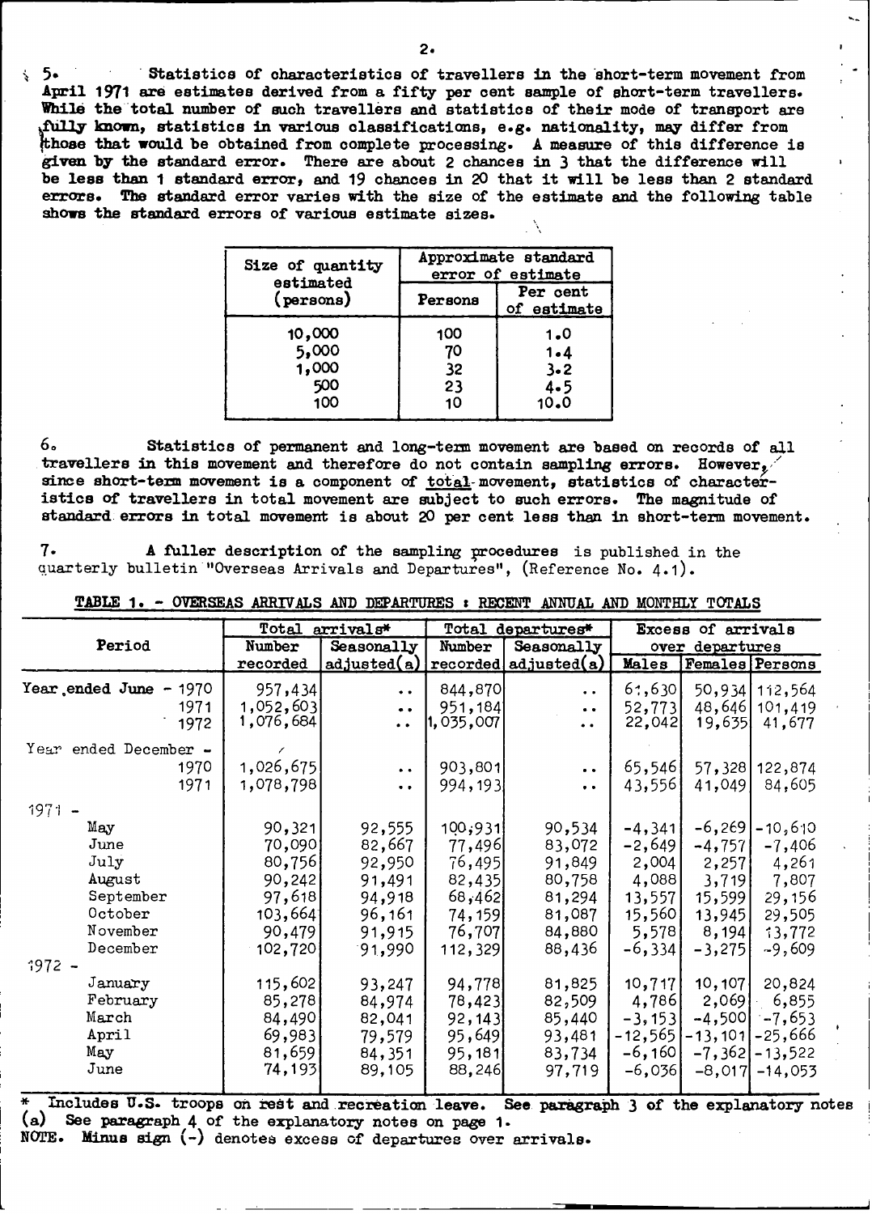5. Statistics of characteristics of travellers in the short-term movement from April 1971 are estimates derived from a fifty per cent sample of short-term travellers. While the total number of such travellers and statistics of their mode of transport are fully known, statistics in various classifications, e.g. nationality, may differ from those that would be obtained from complete processing. A measure of this difference is given by the standard error. There are about 2 chances in 3 that the difference will be less than 1 standard error, and 19 chances in 20 that it will be less than 2 standard errors. The standard error varies with the size of the estimate and the following table shows the standard errors of various estimate sizes.

| Size of quantity estimated (persons) | Approximate standard error of estimate | |
|---|---|---|
| | Persons | Per cent of estimate |
| 10,000 | 100 | 1.0 |
| 5,000 | 70 | 1.4 |
| 1,000 | 32 | 3.2 |
| 500 | 23 | 4.5 |
| 100 | 10 | 10.0 |

6. Statistics of permanent and long-term movement are based on records of all travellers in this movement and therefore do not contain sampling errors. However, since short-term movement is a component of total movement, statistics of characteristics of travellers in total movement are subject to such errors. The magnitude of standard errors in total movement is about 20 per cent less than in short-term movement.

7. A fuller description of the sampling procedures is published in the quarterly bulletin "Overseas Arrivals and Departures", (Reference No. 4.1).

**TABLE 1. - OVERSEAS ARRIVALS AND DEPARTURES : RECENT ANNUAL AND MONTHLY TOTALS**

| Period | Total arrivals* | | Total departures* | | Excess of arrivals over departures | | |
|---|---|---|---|---|---|---|---|
| | Number recorded | Seasonally adjusted(a) | Number recorded | Seasonally adjusted(a) | Males | Females | Persons |
| Year ended June - 1970 | 957,434 | .. | 844,870 | .. | 61,630 | 50,934 | 112,564 |
| 1971 | 1,052,603 | .. | 951,184 | .. | 52,773 | 48,646 | 101,419 |
| 1972 | 1,076,684 | .. | 1,035,007 | .. | 22,042 | 19,635 | 41,677 |
| Year ended December - 1970 | 1,026,675 | .. | 903,801 | .. | 65,546 | 57,328 | 122,874 |
| 1971 | 1,078,798 | .. | 994,193 | .. | 43,556 | 41,049 | 84,605 |
| 1971 - May | 90,321 | 92,555 | 100,931 | 90,534 | -4,341 | -6,269 | -10,610 |
| June | 70,090 | 82,667 | 77,496 | 83,072 | -2,649 | -4,757 | -7,406 |
| July | 80,756 | 92,950 | 76,495 | 91,849 | 2,004 | 2,257 | 4,261 |
| August | 90,242 | 91,491 | 82,435 | 80,758 | 4,088 | 3,719 | 7,807 |
| September | 97,618 | 94,918 | 68,462 | 81,294 | 13,557 | 15,599 | 29,156 |
| October | 103,664 | 96,161 | 74,159 | 81,087 | 15,560 | 13,945 | 29,505 |
| November | 90,479 | 91,915 | 76,707 | 84,880 | 5,578 | 8,194 | 13,772 |
| December | 102,720 | 91,990 | 112,329 | 88,436 | -6,334 | -3,275 | -9,609 |
| 1972 - January | 115,602 | 93,247 | 94,778 | 81,825 | 10,717 | 10,107 | 20,824 |
| February | 85,278 | 84,974 | 78,423 | 82,509 | 4,786 | 2,069 | 6,855 |
| March | 84,490 | 82,041 | 92,143 | 85,440 | -3,153 | -4,500 | -7,653 |
| April | 69,983 | 79,579 | 95,649 | 93,481 | -12,565 | -13,101 | -25,666 |
| May | 81,659 | 84,351 | 95,181 | 83,734 | -6,160 | -7,362 | -13,522 |
| June | 74,193 | 89,105 | 88,246 | 97,719 | -6,036 | -8,017 | -14,053 |

\* Includes U.S. troops on rest and recreation leave. See paragraph 3 of the explanatory notes
(a) See paragraph 4 of the explanatory notes on page 1.
NOTE. Minus sign (-) denotes excess of departures over arrivals.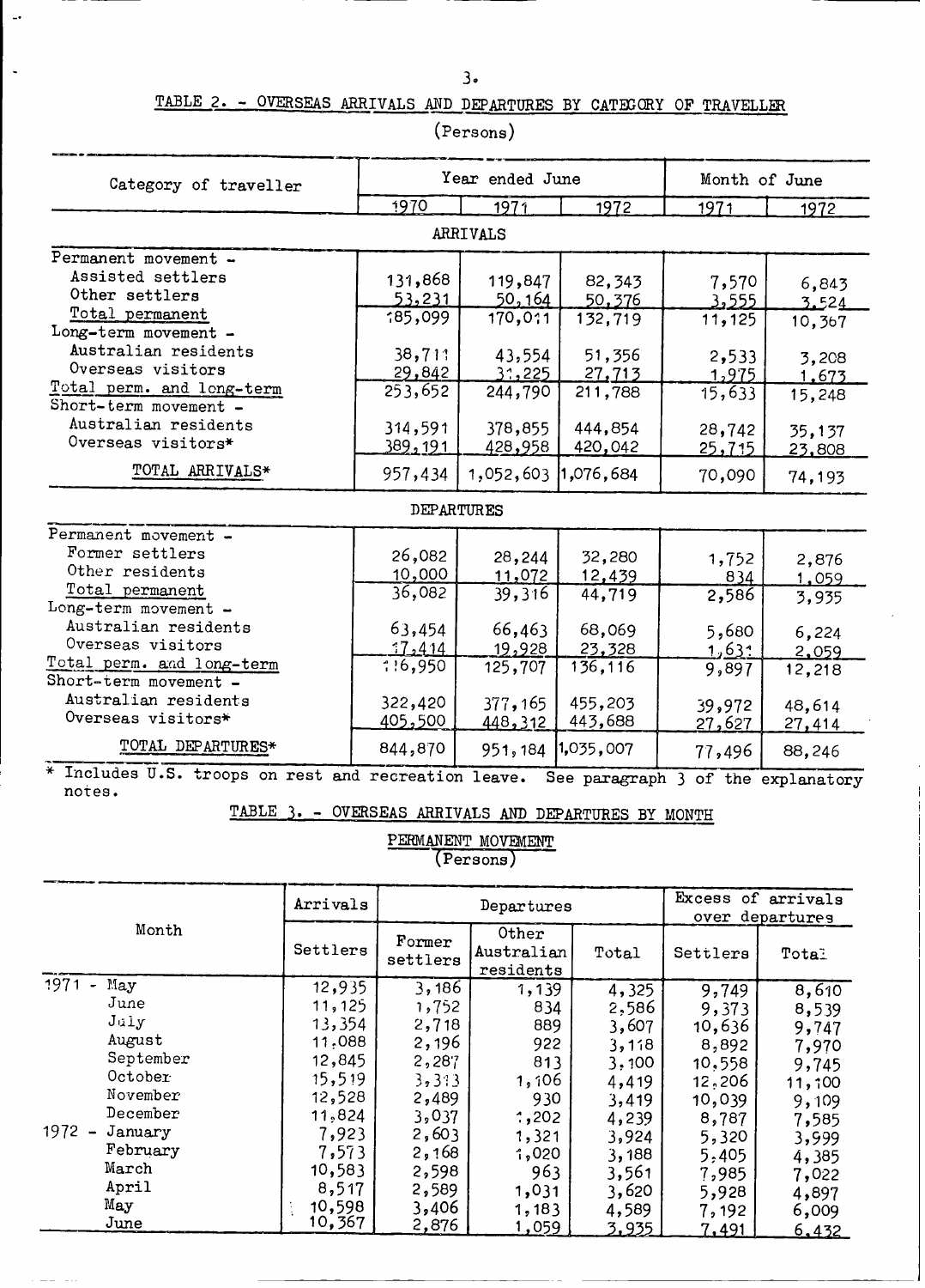## TABLE 2. - OVERSEAS ARRIVALS AND DEPARTURES BY CATEGORY OF TRAVELLER

(Persons)

| Category of traveller | Year ended June 1970 | Year ended June 1971 | Year ended June 1972 | Month of June 1971 | Month of June 1972 |
|---|---|---|---|---|---|
| **ARRIVALS** | | | | | |
| Permanent movement - | | | | | |
| Assisted settlers | 131,868 | 119,847 | 82,343 | 7,570 | 6,843 |
| Other settlers | 53,231 | 50,164 | 50,376 | 3,555 | 3,524 |
| Total permanent | 185,099 | 170,011 | 132,719 | 11,125 | 10,367 |
| Long-term movement - | | | | | |
| Australian residents | 38,711 | 43,554 | 51,356 | 2,533 | 3,208 |
| Overseas visitors | 29,842 | 31,225 | 27,713 | 1,975 | 1,673 |
| Total perm. and long-term | 253,652 | 244,790 | 211,788 | 15,633 | 15,248 |
| Short-term movement - | | | | | |
| Australian residents | 314,591 | 378,855 | 444,854 | 28,742 | 35,137 |
| Overseas visitors* | 389,191 | 428,958 | 420,042 | 25,715 | 23,808 |
| TOTAL ARRIVALS* | 957,434 | 1,052,603 | 1,076,684 | 70,090 | 74,193 |
| **DEPARTURES** | | | | | |
| Permanent movement - | | | | | |
| Former settlers | 26,082 | 28,244 | 32,280 | 1,752 | 2,876 |
| Other residents | 10,000 | 11,072 | 12,439 | 834 | 1,059 |
| Total permanent | 36,082 | 39,316 | 44,719 | 2,586 | 3,935 |
| Long-term movement - | | | | | |
| Australian residents | 63,454 | 66,463 | 68,069 | 5,680 | 6,224 |
| Overseas visitors | 17,414 | 19,928 | 23,328 | 1,631 | 2,059 |
| Total perm. and long-term | 116,950 | 125,707 | 136,116 | 9,897 | 12,218 |
| Short-term movement - | | | | | |
| Australian residents | 322,420 | 377,165 | 455,203 | 39,972 | 48,614 |
| Overseas visitors* | 405,500 | 448,312 | 443,688 | 27,627 | 27,414 |
| TOTAL DEPARTURES* | 844,870 | 951,184 | 1,035,007 | 77,496 | 88,246 |

* Includes U.S. troops on rest and recreation leave. See paragraph 3 of the explanatory notes.

## TABLE 3. - OVERSEAS ARRIVALS AND DEPARTURES BY MONTH

PERMANENT MOVEMENT

(Persons)

| Month | Arrivals | Departures | | | Excess of arrivals over departures | |
|---|---|---|---|---|---|---|
| | Settlers | Former settlers | Other Australian residents | Total | Settlers | Total |
| 1971 - May | 12,935 | 3,186 | 1,139 | 4,325 | 9,749 | 8,610 |
| June | 11,125 | 1,752 | 834 | 2,586 | 9,373 | 8,539 |
| July | 13,354 | 2,718 | 889 | 3,607 | 10,636 | 9,747 |
| August | 11,088 | 2,196 | 922 | 3,118 | 8,892 | 7,970 |
| September | 12,845 | 2,287 | 813 | 3,100 | 10,558 | 9,745 |
| October | 15,519 | 3,313 | 1,106 | 4,419 | 12,206 | 11,100 |
| November | 12,528 | 2,489 | 930 | 3,419 | 10,039 | 9,109 |
| December | 11,824 | 3,037 | 1,202 | 4,239 | 8,787 | 7,585 |
| 1972 - January | 7,923 | 2,603 | 1,321 | 3,924 | 5,320 | 3,999 |
| February | 7,573 | 2,168 | 1,020 | 3,188 | 5,405 | 4,385 |
| March | 10,583 | 2,598 | 963 | 3,561 | 7,985 | 7,022 |
| April | 8,517 | 2,589 | 1,031 | 3,620 | 5,928 | 4,897 |
| May | 10,598 | 3,406 | 1,183 | 4,589 | 7,192 | 6,009 |
| June | 10,367 | 2,876 | 1,059 | 3,935 | 7,491 | 6,432 |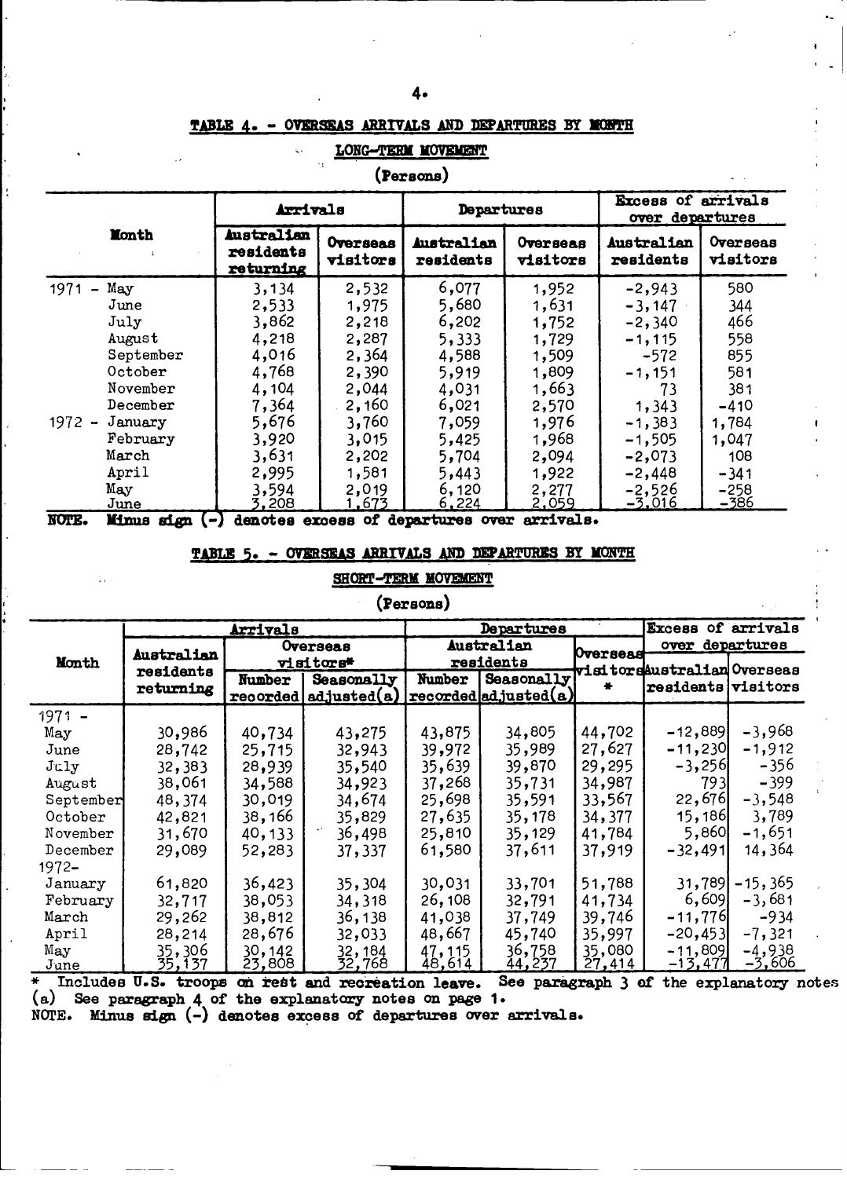## TABLE 4. - OVERSEAS ARRIVALS AND DEPARTURES BY MONTH

### LONG-TERM MOVEMENT

(Persons)

| Month | Arrivals | | Departures | | Excess of arrivals over departures | |
|---|---|---|---|---|---|---|
| | Australian residents returning | Overseas visitors | Australian residents | Overseas visitors | Australian residents | Overseas visitors |
| 1971 - May | 3,134 | 2,532 | 6,077 | 1,952 | -2,943 | 580 |
| June | 2,533 | 1,975 | 5,680 | 1,631 | -3,147 | 344 |
| July | 3,862 | 2,218 | 6,202 | 1,752 | -2,340 | 466 |
| August | 4,218 | 2,287 | 5,333 | 1,729 | -1,115 | 558 |
| September | 4,016 | 2,364 | 4,588 | 1,509 | -572 | 855 |
| October | 4,768 | 2,390 | 5,919 | 1,809 | -1,151 | 581 |
| November | 4,104 | 2,044 | 4,031 | 1,663 | 73 | 381 |
| December | 7,364 | 2,160 | 6,021 | 2,570 | 1,343 | -410 |
| 1972 - January | 5,676 | 3,760 | 7,059 | 1,976 | -1,383 | 1,784 |
| February | 3,920 | 3,015 | 5,425 | 1,968 | -1,505 | 1,047 |
| March | 3,631 | 2,202 | 5,704 | 2,094 | -2,073 | 108 |
| April | 2,995 | 1,581 | 5,443 | 1,922 | -2,448 | -341 |
| May | 3,594 | 2,019 | 6,120 | 2,277 | -2,526 | -258 |
| June | 3,208 | 1,673 | 6,224 | 2,059 | -3,016 | -386 |

NOTE. Minus sign (-) denotes excess of departures over arrivals.

## TABLE 5. - OVERSEAS ARRIVALS AND DEPARTURES BY MONTH

### SHORT-TERM MOVEMENT

(Persons)

| Month | Arrivals | | | Departures | | | Excess of arrivals over departures | |
|---|---|---|---|---|---|---|---|---|
| | Australian residents returning | Overseas visitors* | | Australian residents | | Overseas visitors* | Australian residents | Overseas visitors |
| | | Number recorded | Seasonally adjusted(a) | Number recorded | Seasonally adjusted(a) | | | |
| 1971 - | | | | | | | | |
| May | 30,986 | 40,734 | 43,275 | 43,875 | 34,805 | 44,702 | -12,889 | -3,968 |
| June | 28,742 | 25,715 | 32,943 | 39,972 | 35,989 | 27,627 | -11,230 | -1,912 |
| July | 32,383 | 28,939 | 35,540 | 35,639 | 39,870 | 29,295 | -3,256 | -356 |
| August | 38,061 | 34,588 | 34,923 | 37,268 | 35,731 | 34,987 | 793 | -399 |
| September | 48,374 | 30,019 | 34,674 | 25,698 | 35,591 | 33,567 | 22,676 | -3,548 |
| October | 42,821 | 38,166 | 35,829 | 27,635 | 35,178 | 34,377 | 15,186 | 3,789 |
| November | 31,670 | 40,133 | 36,498 | 25,810 | 35,129 | 41,784 | 5,860 | -1,651 |
| December | 29,089 | 52,283 | 37,337 | 61,580 | 37,611 | 37,919 | -32,491 | 14,364 |
| 1972- | | | | | | | | |
| January | 61,820 | 36,423 | 35,304 | 30,031 | 33,701 | 51,788 | 31,789 | -15,365 |
| February | 32,717 | 38,053 | 34,318 | 26,108 | 32,791 | 41,734 | 6,609 | -3,681 |
| March | 29,262 | 38,812 | 36,138 | 41,038 | 37,749 | 39,746 | -11,776 | -934 |
| April | 28,214 | 28,676 | 32,033 | 48,667 | 45,740 | 35,997 | -20,453 | -7,321 |
| May | 35,306 | 30,142 | 32,184 | 47,115 | 36,758 | 35,080 | -11,809 | -4,938 |
| June | 35,137 | 23,808 | 32,768 | 48,614 | 44,237 | 27,414 | -13,477 | -3,606 |

\* Includes U.S. troops on rest and recreation leave. See paragraph 3 of the explanatory notes

(a) See paragraph 4 of the explanatory notes on page 1.

NOTE. Minus sign (-) denotes excess of departures over arrivals.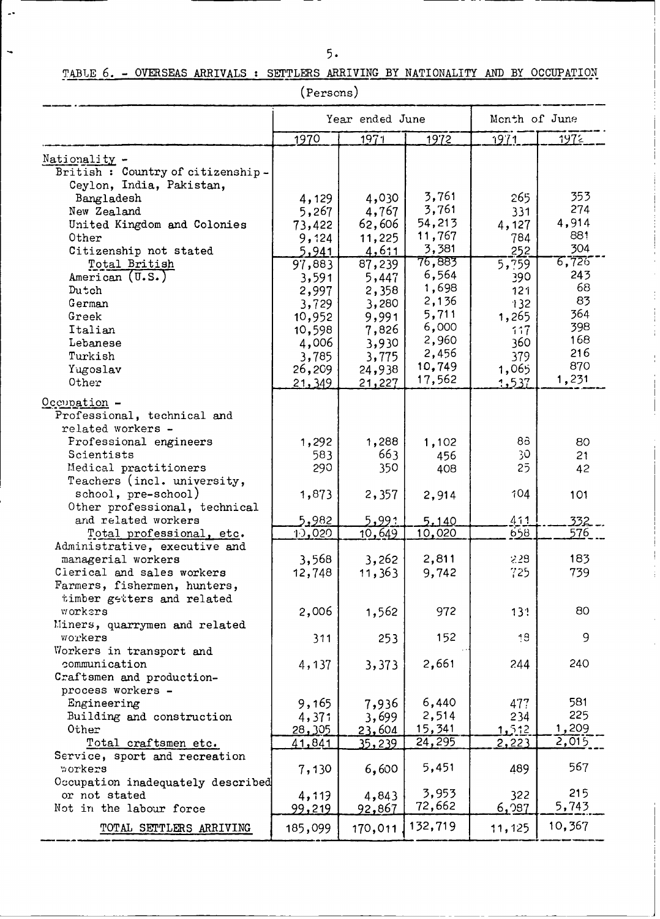TABLE 6. - OVERSEAS ARRIVALS : SETTLERS ARRIVING BY NATIONALITY AND BY OCCUPATION

(Persons)

| | Year ended June | | | Month of June | |
|---|---|---|---|---|---|
| | 1970 | 1971 | 1972 | 1971 | 1972 |
| **Nationality -** | | | | | |
| British : Country of citizenship - | | | | | |
| Ceylon, India, Pakistan, Bangladesh | 4,129 | 4,030 | 3,761 | 265 | 353 |
| New Zealand | 5,267 | 4,767 | 3,761 | 331 | 274 |
| United Kingdom and Colonies | 73,422 | 62,606 | 54,213 | 4,127 | 4,914 |
| Other | 9,124 | 11,225 | 11,767 | 784 | 881 |
| Citizenship not stated | 5,941 | 4,611 | 3,381 | 252 | 304 |
| Total British | 97,883 | 87,239 | 76,883 | 5,759 | 6,726 |
| American (U.S.) | 3,591 | 5,447 | 6,564 | 390 | 243 |
| Dutch | 2,997 | 2,358 | 1,698 | 121 | 68 |
| German | 3,729 | 3,280 | 2,136 | 132 | 83 |
| Greek | 10,952 | 9,991 | 5,711 | 1,265 | 364 |
| Italian | 10,598 | 7,826 | 6,000 | 117 | 398 |
| Lebanese | 4,006 | 3,930 | 2,960 | 360 | 168 |
| Turkish | 3,785 | 3,775 | 2,456 | 379 | 216 |
| Yugoslav | 26,209 | 24,938 | 10,749 | 1,065 | 870 |
| Other | 21,349 | 21,227 | 17,562 | 1,537 | 1,231 |
| **Occupation -** | | | | | |
| Professional, technical and related workers - | | | | | |
| Professional engineers | 1,292 | 1,288 | 1,102 | 86 | 80 |
| Scientists | 583 | 663 | 456 | 30 | 21 |
| Medical practitioners | 290 | 350 | 408 | 25 | 42 |
| Teachers (incl. university, school, pre-school) | 1,873 | 2,357 | 2,914 | 104 | 101 |
| Other professional, technical and related workers | 5,982 | 5,991 | 5,140 | 411 | 332 |
| Total professional, etc. | 10,020 | 10,649 | 10,020 | 658 | 576 |
| Administrative, executive and managerial workers | 3,568 | 3,262 | 2,811 | 228 | 183 |
| Clerical and sales workers | 12,748 | 11,363 | 9,742 | 725 | 739 |
| Farmers, fishermen, hunters, timber getters and related workers | 2,006 | 1,562 | 972 | 131 | 80 |
| Miners, quarrymen and related workers | 311 | 253 | 152 | 18 | 9 |
| Workers in transport and communication | 4,137 | 3,373 | 2,661 | 244 | 240 |
| Craftsmen and production-process workers - | | | | | |
| Engineering | 9,165 | 7,936 | 6,440 | 477 | 581 |
| Building and construction | 4,371 | 3,699 | 2,514 | 234 | 225 |
| Other | 28,305 | 23,604 | 15,341 | 1,512 | 1,209 |
| Total craftsmen etc. | 41,841 | 35,239 | 24,295 | 2,223 | 2,015 |
| Service, sport and recreation workers | 7,130 | 6,600 | 5,451 | 489 | 567 |
| Occupation inadequately described or not stated | 4,119 | 4,843 | 3,953 | 322 | 215 |
| Not in the labour force | 99,219 | 92,867 | 72,662 | 6,087 | 5,743 |
| TOTAL SETTLERS ARRIVING | 185,099 | 170,011 | 132,719 | 11,125 | 10,367 |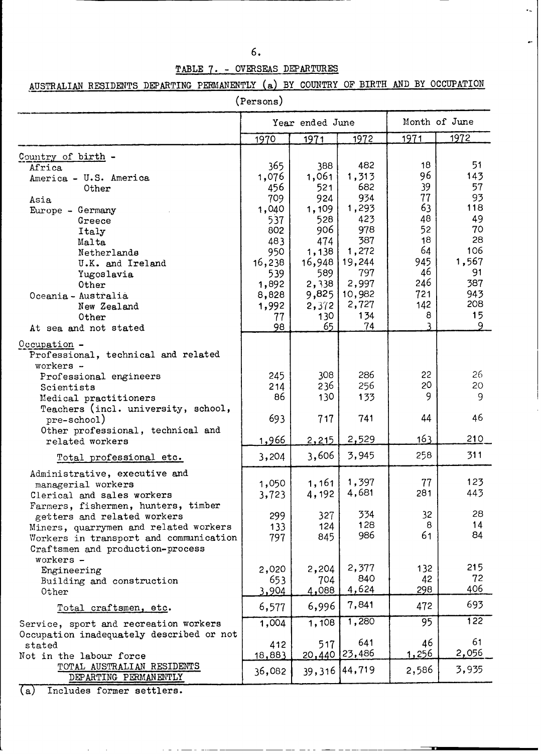## TABLE 7. - OVERSEAS DEPARTURES

### AUSTRALIAN RESIDENTS DEPARTING PERMANENTLY (a) BY COUNTRY OF BIRTH AND BY OCCUPATION

(Persons)

| | Year ended June | | | Month of June | |
|---|---|---|---|---|---|
| | 1970 | 1971 | 1972 | 1971 | 1972 |
| **Country of birth -** | | | | | |
| Africa | 365 | 388 | 482 | 18 | 51 |
| America - U.S. America | 1,076 | 1,061 | 1,313 | 96 | 143 |
| Other | 456 | 521 | 682 | 39 | 57 |
| Asia | 709 | 924 | 934 | 77 | 93 |
| Europe - Germany | 1,040 | 1,109 | 1,293 | 63 | 118 |
| Greece | 537 | 528 | 423 | 48 | 49 |
| Italy | 802 | 906 | 978 | 52 | 70 |
| Malta | 483 | 474 | 387 | 18 | 28 |
| Netherlands | 950 | 1,138 | 1,272 | 64 | 106 |
| U.K. and Ireland | 16,238 | 16,948 | 19,244 | 945 | 1,567 |
| Yugoslavia | 539 | 589 | 797 | 46 | 91 |
| Other | 1,892 | 2,338 | 2,997 | 246 | 387 |
| Oceania - Australia | 8,828 | 9,825 | 10,982 | 721 | 943 |
| New Zealand | 1,992 | 2,372 | 2,727 | 142 | 208 |
| Other | 77 | 130 | 134 | 8 | 15 |
| At sea and not stated | 98 | 65 | 74 | 3 | 9 |
| **Occupation -** | | | | | |
| Professional, technical and related workers - | | | | | |
| Professional engineers | 245 | 308 | 286 | 22 | 26 |
| Scientists | 214 | 236 | 256 | 20 | 20 |
| Medical practitioners | 86 | 130 | 133 | 9 | 9 |
| Teachers (incl. university, school, pre-school) | 693 | 717 | 741 | 44 | 46 |
| Other professional, technical and related workers | 1,966 | 2,215 | 2,529 | 163 | 210 |
| Total professional etc. | 3,204 | 3,606 | 3,945 | 258 | 311 |
| Administrative, executive and managerial workers | 1,050 | 1,161 | 1,397 | 77 | 123 |
| Clerical and sales workers | 3,723 | 4,192 | 4,681 | 281 | 443 |
| Farmers, fishermen, hunters, timber getters and related workers | 299 | 327 | 334 | 32 | 28 |
| Miners, quarrymen and related workers | 133 | 124 | 128 | 8 | 14 |
| Workers in transport and communication | 797 | 845 | 986 | 61 | 84 |
| Craftsmen and production-process workers - | | | | | |
| Engineering | 2,020 | 2,204 | 2,377 | 132 | 215 |
| Building and construction | 653 | 704 | 840 | 42 | 72 |
| Other | 3,904 | 4,088 | 4,624 | 298 | 406 |
| Total craftsmen, etc. | 6,577 | 6,996 | 7,841 | 472 | 693 |
| Service, sport and recreation workers | 1,004 | 1,108 | 1,280 | 95 | 122 |
| Occupation inadequately described or not stated | 412 | 517 | 641 | 46 | 61 |
| Not in the labour force | 18,883 | 20,440 | 23,486 | 1,256 | 2,056 |
| TOTAL AUSTRALIAN RESIDENTS DEPARTING PERMANENTLY | 36,082 | 39,316 | 44,719 | 2,586 | 3,935 |

(a) Includes former settlers.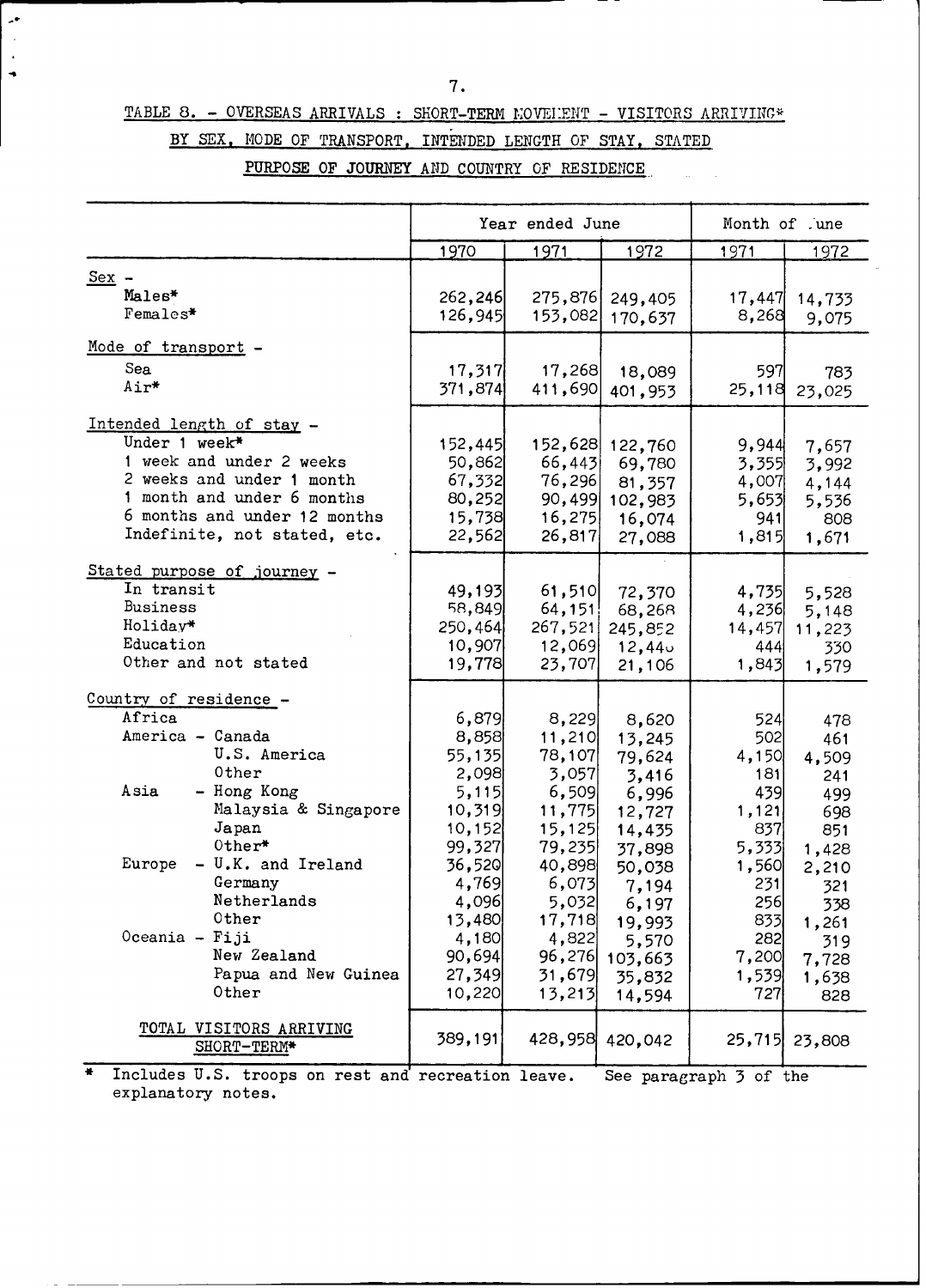## TABLE 8. - OVERSEAS ARRIVALS : SHORT-TERM MOVEMENT - VISITORS ARRIVING* BY SEX, MODE OF TRANSPORT, INTENDED LENGTH OF STAY, STATED PURPOSE OF JOURNEY AND COUNTRY OF RESIDENCE

| | Year ended June | | | Month of June | |
|---|---|---|---|---|---|
| | 1970 | 1971 | 1972 | 1971 | 1972 |
| **Sex -** | | | | | |
| Males* | 262,246 | 275,876 | 249,405 | 17,447 | 14,733 |
| Females* | 126,945 | 153,082 | 170,637 | 8,268 | 9,075 |
| **Mode of transport -** | | | | | |
| Sea | 17,317 | 17,268 | 18,089 | 597 | 783 |
| Air* | 371,874 | 411,690 | 401,953 | 25,118 | 23,025 |
| **Intended length of stay -** | | | | | |
| Under 1 week* | 152,445 | 152,628 | 122,760 | 9,944 | 7,657 |
| 1 week and under 2 weeks | 50,862 | 66,443 | 69,780 | 3,355 | 3,992 |
| 2 weeks and under 1 month | 67,332 | 76,296 | 81,357 | 4,007 | 4,144 |
| 1 month and under 6 months | 80,252 | 90,499 | 102,983 | 5,653 | 5,536 |
| 6 months and under 12 months | 15,738 | 16,275 | 16,074 | 941 | 808 |
| Indefinite, not stated, etc. | 22,562 | 26,817 | 27,088 | 1,815 | 1,671 |
| **Stated purpose of journey -** | | | | | |
| In transit | 49,193 | 61,510 | 72,370 | 4,735 | 5,528 |
| Business | 58,849 | 64,151 | 68,268 | 4,236 | 5,148 |
| Holiday* | 250,464 | 267,521 | 245,852 | 14,457 | 11,223 |
| Education | 10,907 | 12,069 | 12,446 | 444 | 330 |
| Other and not stated | 19,778 | 23,707 | 21,106 | 1,843 | 1,579 |
| **Country of residence -** | | | | | |
| Africa | 6,879 | 8,229 | 8,620 | 524 | 478 |
| America - Canada | 8,858 | 11,210 | 13,245 | 502 | 461 |
| U.S. America | 55,135 | 78,107 | 79,624 | 4,150 | 4,509 |
| Other | 2,098 | 3,057 | 3,416 | 181 | 241 |
| Asia - Hong Kong | 5,115 | 6,509 | 6,996 | 439 | 499 |
| Malaysia & Singapore | 10,319 | 11,775 | 12,727 | 1,121 | 698 |
| Japan | 10,152 | 15,125 | 14,435 | 837 | 851 |
| Other* | 99,327 | 79,235 | 37,898 | 5,333 | 1,428 |
| Europe - U.K. and Ireland | 36,520 | 40,898 | 50,038 | 1,560 | 2,210 |
| Germany | 4,769 | 6,073 | 7,194 | 231 | 321 |
| Netherlands | 4,096 | 5,032 | 6,197 | 256 | 338 |
| Other | 13,480 | 17,718 | 19,993 | 833 | 1,261 |
| Oceania - Fiji | 4,180 | 4,822 | 5,570 | 282 | 319 |
| New Zealand | 90,694 | 96,276 | 103,663 | 7,200 | 7,728 |
| Papua and New Guinea | 27,349 | 31,679 | 35,832 | 1,539 | 1,638 |
| Other | 10,220 | 13,213 | 14,594 | 727 | 828 |
| TOTAL VISITORS ARRIVING SHORT-TERM* | 389,191 | 428,958 | 420,042 | 25,715 | 23,808 |

\* Includes U.S. troops on rest and recreation leave. See paragraph 3 of the explanatory notes.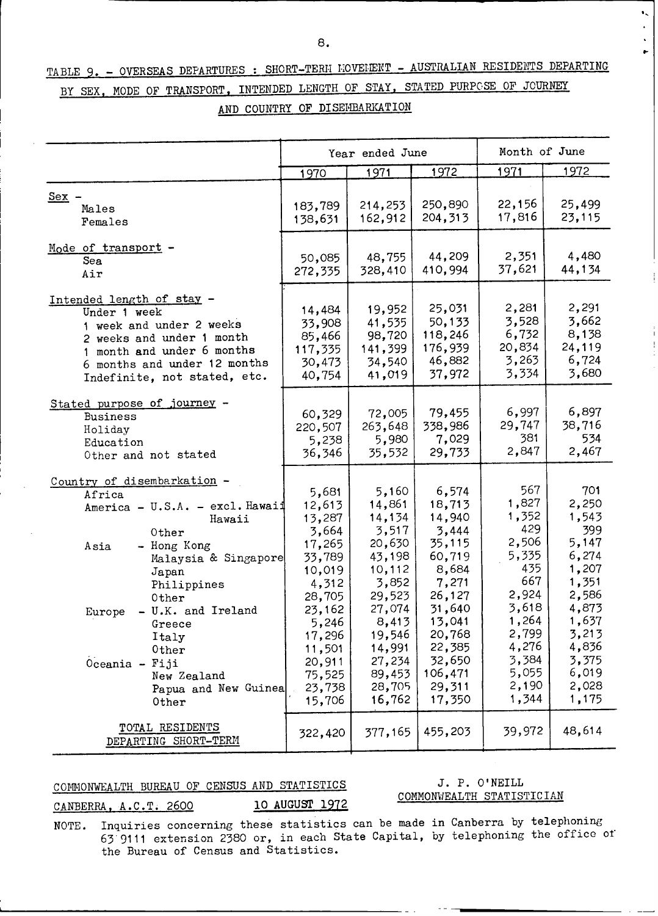## TABLE 9. - OVERSEAS DEPARTURES : SHORT-TERM MOVEMENT - AUSTRALIAN RESIDENTS DEPARTING BY SEX, MODE OF TRANSPORT, INTENDED LENGTH OF STAY, STATED PURPOSE OF JOURNEY AND COUNTRY OF DISEMBARKATION

| | Year ended June | | | Month of June | |
|---|---|---|---|---|---|
| | 1970 | 1971 | 1972 | 1971 | 1972 |
| **Sex -** | | | | | |
| Males | 183,789 | 214,253 | 250,890 | 22,156 | 25,499 |
| Females | 138,631 | 162,912 | 204,313 | 17,816 | 23,115 |
| **Mode of transport -** | | | | | |
| Sea | 50,085 | 48,755 | 44,209 | 2,351 | 4,480 |
| Air | 272,335 | 328,410 | 410,994 | 37,621 | 44,134 |
| **Intended length of stay -** | | | | | |
| Under 1 week | 14,484 | 19,952 | 25,031 | 2,281 | 2,291 |
| 1 week and under 2 weeks | 33,908 | 41,535 | 50,133 | 3,528 | 3,662 |
| 2 weeks and under 1 month | 85,466 | 98,720 | 118,246 | 6,732 | 8,138 |
| 1 month and under 6 months | 117,335 | 141,399 | 176,939 | 20,834 | 24,119 |
| 6 months and under 12 months | 30,473 | 34,540 | 46,882 | 3,263 | 6,724 |
| Indefinite, not stated, etc. | 40,754 | 41,019 | 37,972 | 3,334 | 3,680 |
| **Stated purpose of journey -** | | | | | |
| Business | 60,329 | 72,005 | 79,455 | 6,997 | 6,897 |
| Holiday | 220,507 | 263,648 | 338,986 | 29,747 | 38,716 |
| Education | 5,238 | 5,980 | 7,029 | 381 | 534 |
| Other and not stated | 36,346 | 35,532 | 29,733 | 2,847 | 2,467 |
| **Country of disembarkation -** | | | | | |
| Africa | 5,681 | 5,160 | 6,574 | 567 | 701 |
| America - U.S.A. - excl. Hawaii | 12,613 | 14,861 | 18,713 | 1,827 | 2,250 |
| Hawaii | 13,287 | 14,134 | 14,940 | 1,352 | 1,543 |
| Other | 3,664 | 3,517 | 3,444 | 429 | 399 |
| Asia - Hong Kong | 17,265 | 20,630 | 35,115 | 2,506 | 5,147 |
| Malaysia & Singapore | 33,789 | 43,198 | 60,719 | 5,335 | 6,274 |
| Japan | 10,019 | 10,112 | 8,684 | 435 | 1,207 |
| Philippines | 4,312 | 3,852 | 7,271 | 667 | 1,351 |
| Other | 28,705 | 29,523 | 26,127 | 2,924 | 2,586 |
| Europe - U.K. and Ireland | 23,162 | 27,074 | 31,640 | 3,618 | 4,873 |
| Greece | 5,246 | 8,413 | 13,041 | 1,264 | 1,637 |
| Italy | 17,296 | 19,546 | 20,768 | 2,799 | 3,213 |
| Other | 11,501 | 14,991 | 22,385 | 4,276 | 4,836 |
| Oceania - Fiji | 20,911 | 27,234 | 32,650 | 3,384 | 3,375 |
| New Zealand | 75,525 | 89,453 | 106,471 | 5,055 | 6,019 |
| Papua and New Guinea | 23,738 | 28,705 | 29,311 | 2,190 | 2,028 |
| Other | 15,706 | 16,762 | 17,350 | 1,344 | 1,175 |
| TOTAL RESIDENTS DEPARTING SHORT-TERM | 322,420 | 377,165 | 455,203 | 39,972 | 48,614 |

COMMONWEALTH BUREAU OF CENSUS AND STATISTICS
CANBERRA, A.C.T. 2600 10 AUGUST 1972

J. P. O'NEILL
COMMONWEALTH STATISTICIAN

NOTE. Inquiries concerning these statistics can be made in Canberra by telephoning 63 9111 extension 2380 or, in each State Capital, by telephoning the office of the Bureau of Census and Statistics.